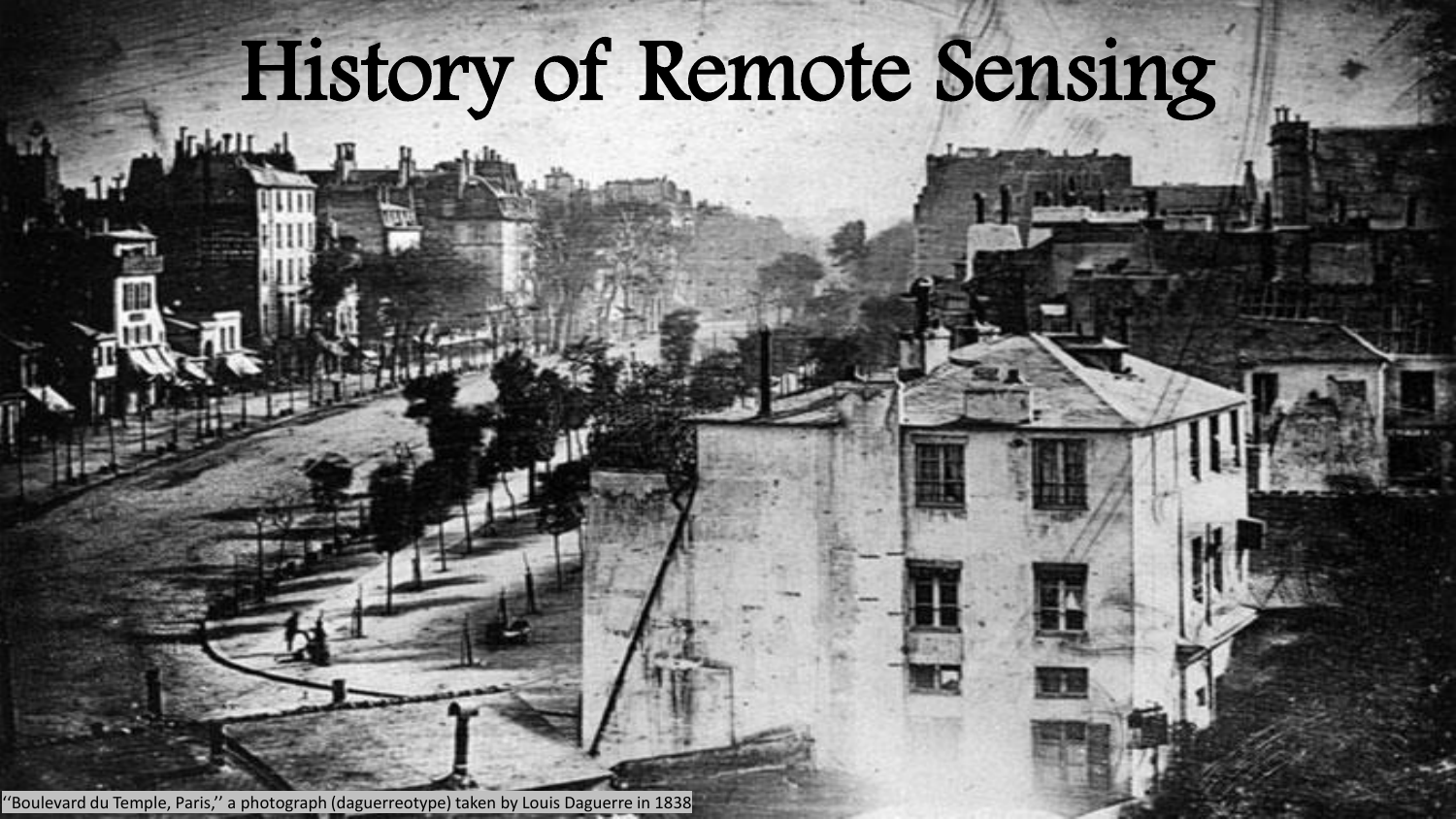# History of Remote Sensing

''Boulevard du Temple, Paris,'' a photograph (daguerreotype) taken by Louis Daguerre in 1838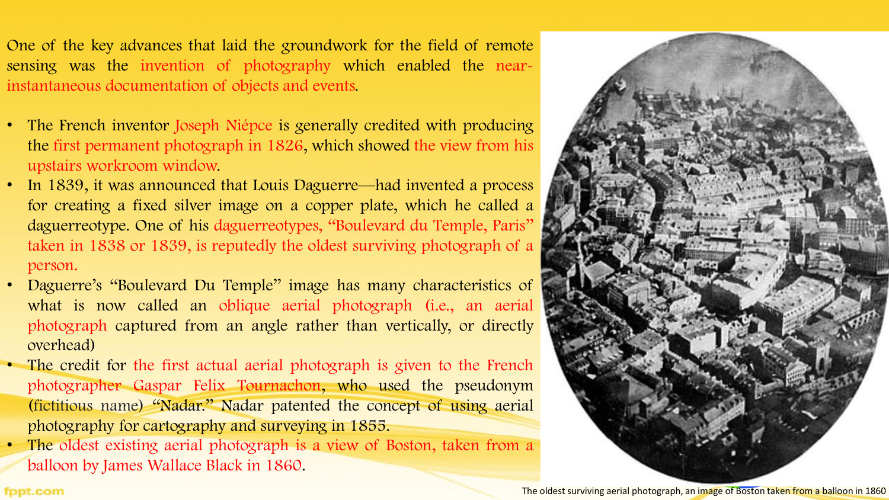One of the key advances that laid the groundwork for the field of remote sensing was the invention of photography which enabled the near-instantaneous documentation of objects and events.

- The French inventor Joseph Niépce is generally credited with producing the first permanent photograph in 1826, which showed the view from his upstairs workroom window.
- In 1839, it was announced that Louis Daguerre—had invented a process for creating a fixed silver image on a copper plate, which he called a daguerreotype. One of his daguerreotypes, "Boulevard du Temple, Paris" taken in 1838 or 1839, is reputedly the oldest surviving photograph of a person.
- Daguerre's "Boulevard Du Temple" image has many characteristics of what is now called an oblique aerial photograph (i.e., an aerial photograph captured from an angle rather than vertically, or directly overhead)
- The credit for the first actual aerial photograph is given to the French photographer Gaspar Felix Tournachon, who used the pseudonym (fictitious name) "Nadar." Nadar patented the concept of using aerial photography for cartography and surveying in 1855.
- The oldest existing aerial photograph is a view of Boston, taken from a balloon by James Wallace Black in 1860.

The oldest surviving aerial photograph, an image of Boston taken from a balloon in 1860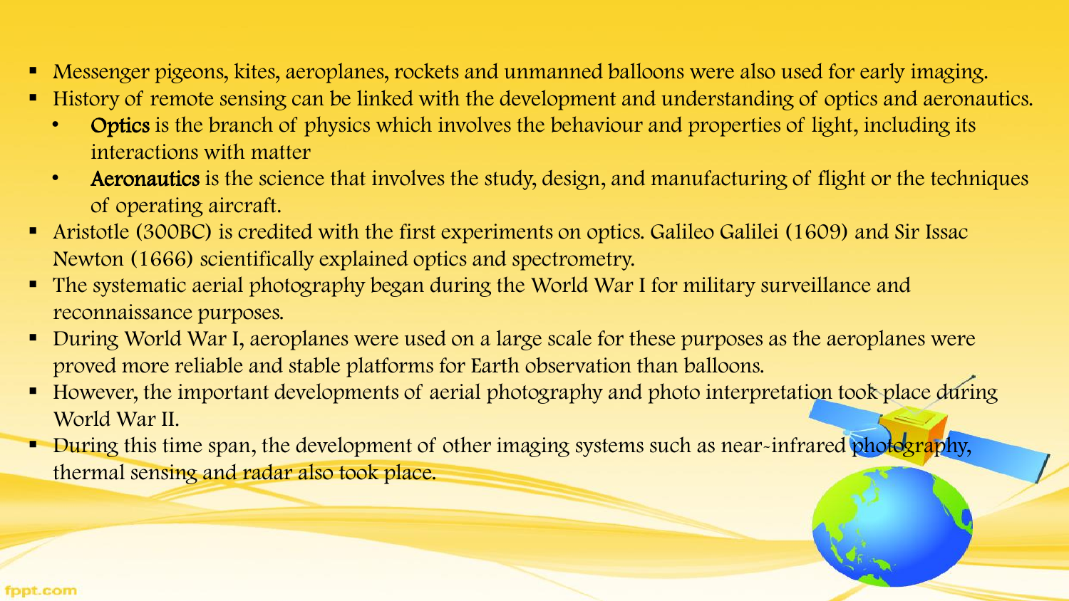- Messenger pigeons, kites, aeroplanes, rockets and unmanned balloons were also used for early imaging.
- History of remote sensing can be linked with the development and understanding of optics and aeronautics.
  - **Optics** is the branch of physics which involves the behaviour and properties of light, including its interactions with matter
  - **Aeronautics** is the science that involves the study, design, and manufacturing of flight or the techniques of operating aircraft.
- Aristotle (300BC) is credited with the first experiments on optics. Galileo Galilei (1609) and Sir Issac Newton (1666) scientifically explained optics and spectrometry.
- The systematic aerial photography began during the World War I for military surveillance and reconnaissance purposes.
- During World War I, aeroplanes were used on a large scale for these purposes as the aeroplanes were proved more reliable and stable platforms for Earth observation than balloons.
- However, the important developments of aerial photography and photo interpretation took place during World War II.
- During this time span, the development of other imaging systems such as near-infrared photography, thermal sensing and radar also took place.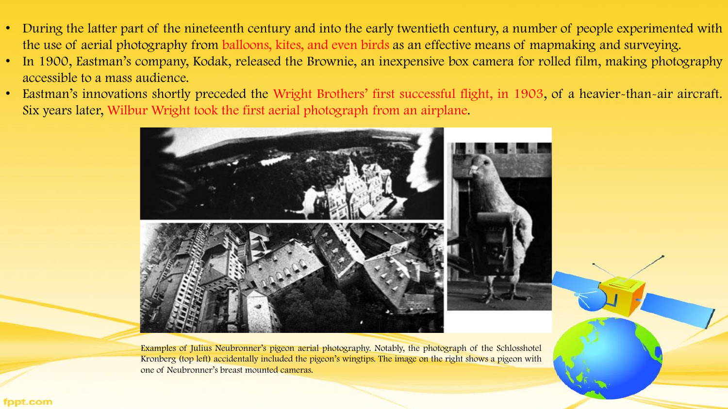- During the latter part of the nineteenth century and into the early twentieth century, a number of people experimented with the use of aerial photography from balloons, kites, and even birds as an effective means of mapmaking and surveying.
- In 1900, Eastman's company, Kodak, released the Brownie, an inexpensive box camera for rolled film, making photography accessible to a mass audience.
- Eastman's innovations shortly preceded the Wright Brothers' first successful flight, in 1903, of a heavier-than-air aircraft. Six years later, Wilbur Wright took the first aerial photograph from an airplane.

Examples of Julius Neubronner's pigeon aerial photography. Notably, the photograph of the Schlosshotel Kronberg (top left) accidentally included the pigeon's wingtips. The image on the right shows a pigeon with one of Neubronner's breast mounted cameras.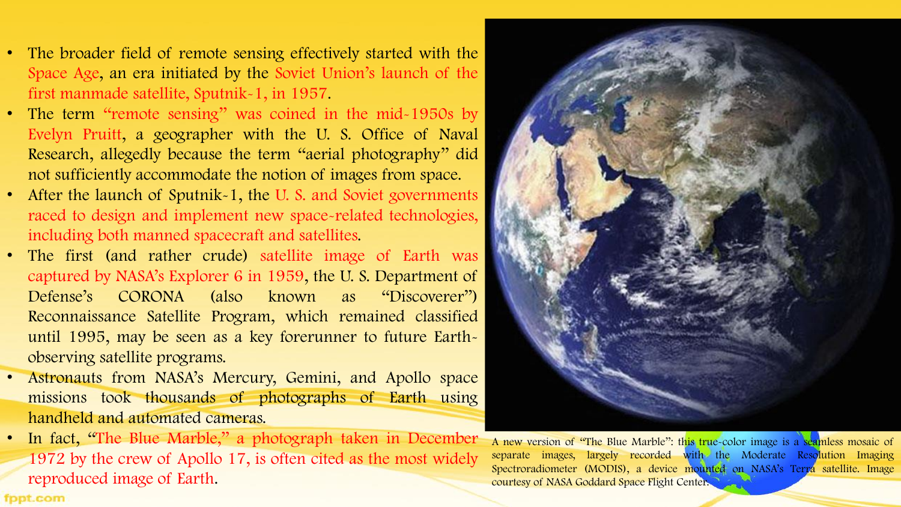- The broader field of remote sensing effectively started with the Space Age, an era initiated by the Soviet Union's launch of the first manmade satellite, Sputnik-1, in 1957.
- The term "remote sensing" was coined in the mid-1950s by Evelyn Pruitt, a geographer with the U. S. Office of Naval Research, allegedly because the term "aerial photography" did not sufficiently accommodate the notion of images from space.
- After the launch of Sputnik-1, the U. S. and Soviet governments raced to design and implement new space-related technologies, including both manned spacecraft and satellites.
- The first (and rather crude) satellite image of Earth was captured by NASA's Explorer 6 in 1959, the U. S. Department of Defense's CORONA (also known as "Discoverer") Reconnaissance Satellite Program, which remained classified until 1995, may be seen as a key forerunner to future Earth-observing satellite programs.
- Astronauts from NASA's Mercury, Gemini, and Apollo space missions took thousands of photographs of Earth using handheld and automated cameras.
- In fact, "The Blue Marble," a photograph taken in December 1972 by the crew of Apollo 17, is often cited as the most widely reproduced image of Earth.

A new version of "The Blue Marble": this true-color image is a seamless mosaic of separate images, largely recorded with the Moderate Resolution Imaging Spectroradiometer (MODIS), a device mounted on NASA's Terra satellite. Image courtesy of NASA Goddard Space Flight Center.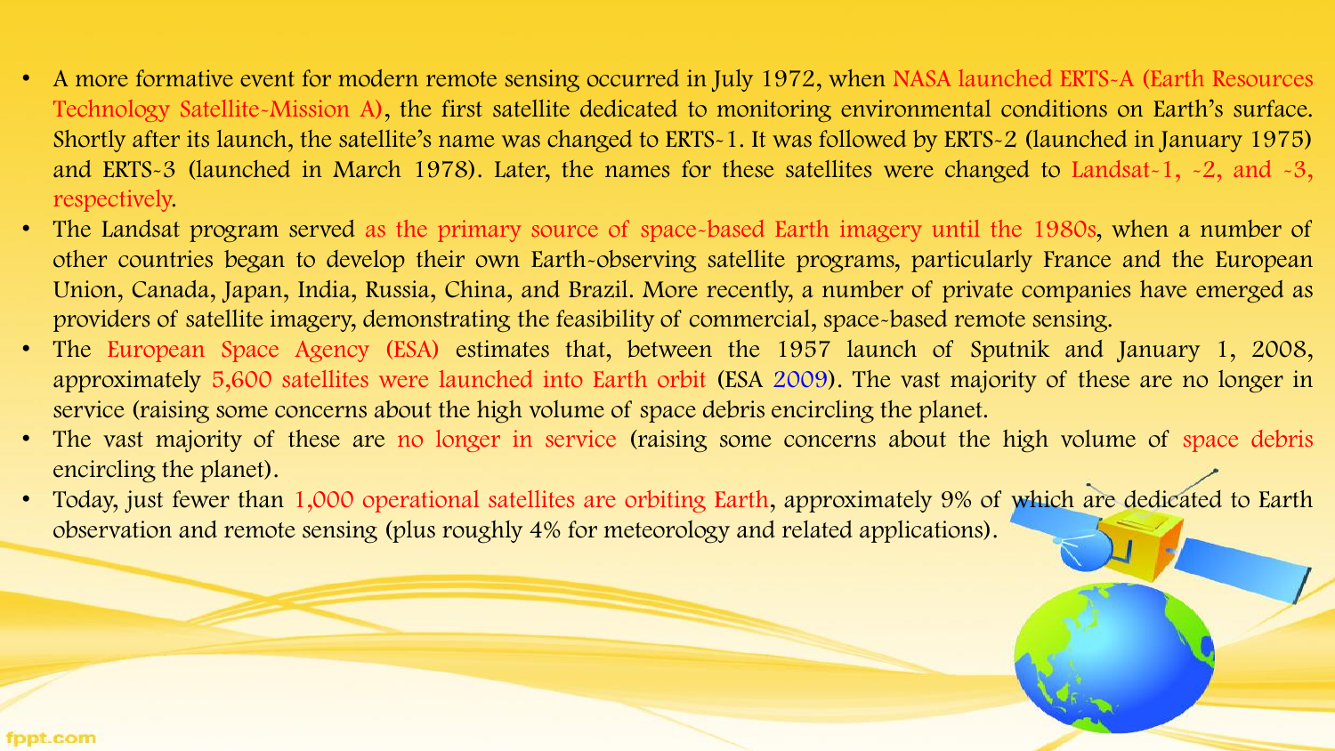- A more formative event for modern remote sensing occurred in July 1972, when NASA launched ERTS-A (Earth Resources Technology Satellite-Mission A), the first satellite dedicated to monitoring environmental conditions on Earth's surface. Shortly after its launch, the satellite's name was changed to ERTS-1. It was followed by ERTS-2 (launched in January 1975) and ERTS-3 (launched in March 1978). Later, the names for these satellites were changed to Landsat-1, -2, and -3, respectively.
- The Landsat program served as the primary source of space-based Earth imagery until the 1980s, when a number of other countries began to develop their own Earth-observing satellite programs, particularly France and the European Union, Canada, Japan, India, Russia, China, and Brazil. More recently, a number of private companies have emerged as providers of satellite imagery, demonstrating the feasibility of commercial, space-based remote sensing.
- The European Space Agency (ESA) estimates that, between the 1957 launch of Sputnik and January 1, 2008, approximately 5,600 satellites were launched into Earth orbit (ESA 2009). The vast majority of these are no longer in service (raising some concerns about the high volume of space debris encircling the planet.
- The vast majority of these are no longer in service (raising some concerns about the high volume of space debris encircling the planet).
- Today, just fewer than 1,000 operational satellites are orbiting Earth, approximately 9% of which are dedicated to Earth observation and remote sensing (plus roughly 4% for meteorology and related applications).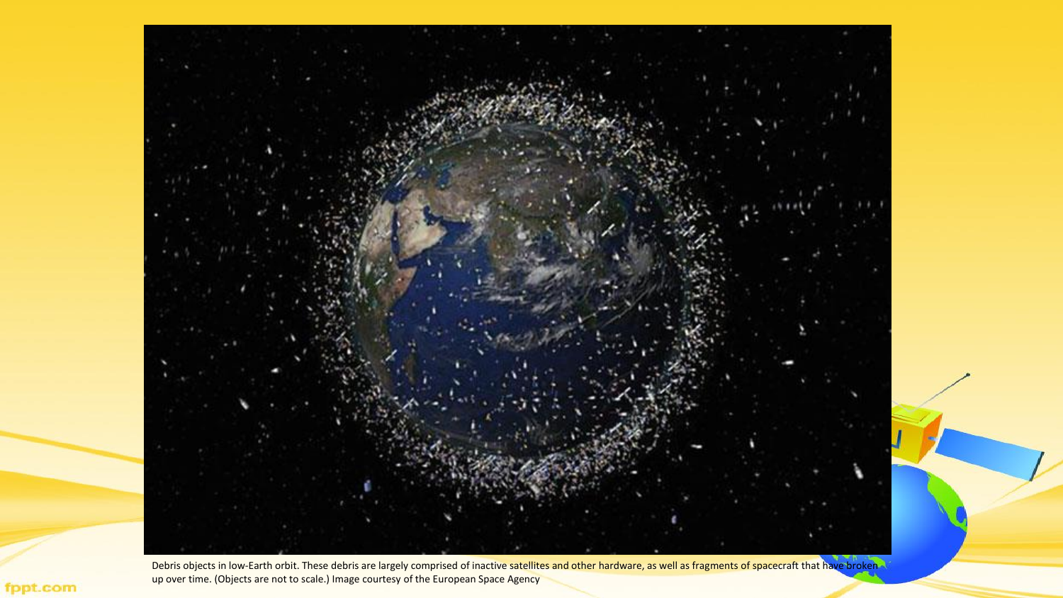Debris objects in low-Earth orbit. These debris are largely comprised of inactive satellites and other hardware, as well as fragments of spacecraft that have broken up over time. (Objects are not to scale.) Image courtesy of the European Space Agency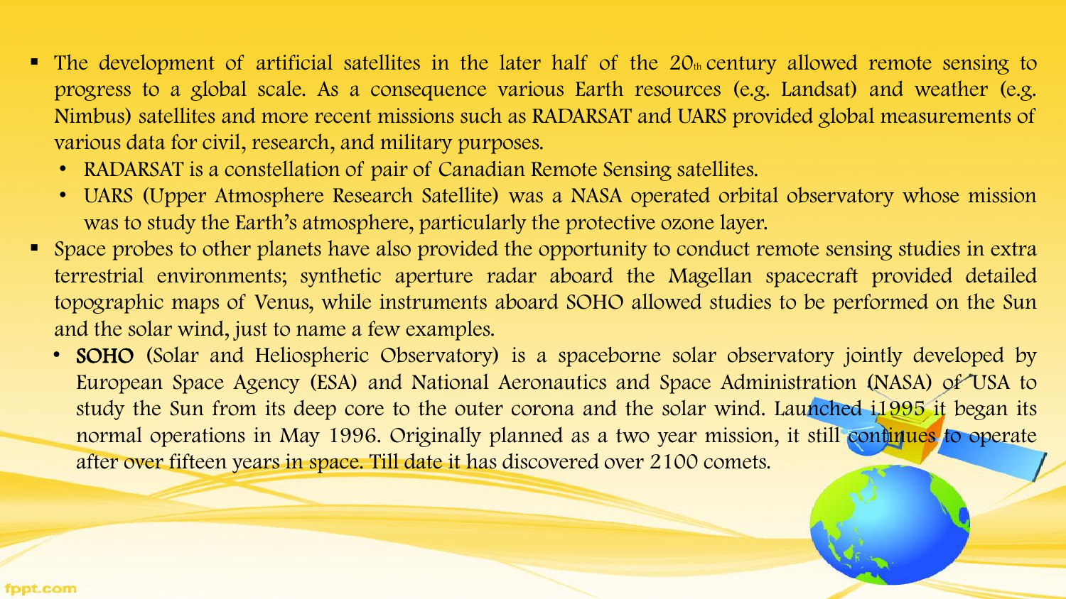- The development of artificial satellites in the later half of the 20th century allowed remote sensing to progress to a global scale. As a consequence various Earth resources (e.g. Landsat) and weather (e.g. Nimbus) satellites and more recent missions such as RADARSAT and UARS provided global measurements of various data for civil, research, and military purposes.
  - RADARSAT is a constellation of pair of Canadian Remote Sensing satellites.
  - UARS (Upper Atmosphere Research Satellite) was a NASA operated orbital observatory whose mission was to study the Earth's atmosphere, particularly the protective ozone layer.
- Space probes to other planets have also provided the opportunity to conduct remote sensing studies in extra terrestrial environments; synthetic aperture radar aboard the Magellan spacecraft provided detailed topographic maps of Venus, while instruments aboard SOHO allowed studies to be performed on the Sun and the solar wind, just to name a few examples.
  - **SOHO** (Solar and Heliospheric Observatory) is a spaceborne solar observatory jointly developed by European Space Agency (ESA) and National Aeronautics and Space Administration (NASA) of USA to study the Sun from its deep core to the outer corona and the solar wind. Launched i1995 it began its normal operations in May 1996. Originally planned as a two year mission, it still continues to operate after over fifteen years in space. Till date it has discovered over 2100 comets.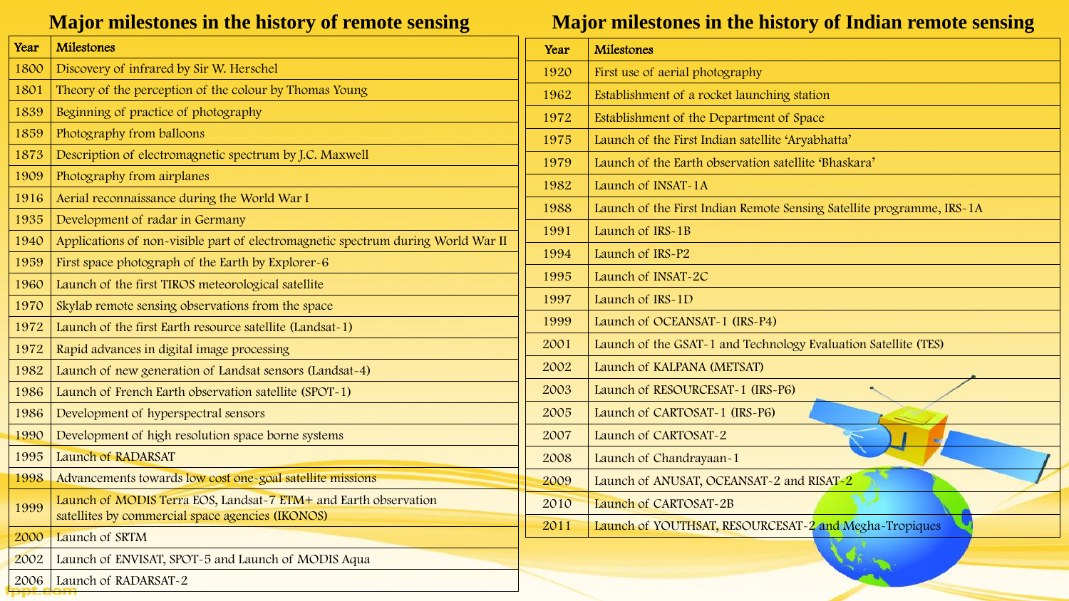## Major milestones in the history of remote sensing

| Year | Milestones |
|---|---|
| 1800 | Discovery of infrared by Sir W. Herschel |
| 1801 | Theory of the perception of the colour by Thomas Young |
| 1839 | Beginning of practice of photography |
| 1859 | Photography from balloons |
| 1873 | Description of electromagnetic spectrum by J.C. Maxwell |
| 1909 | Photography from airplanes |
| 1916 | Aerial reconnaissance during the World War I |
| 1935 | Development of radar in Germany |
| 1940 | Applications of non-visible part of electromagnetic spectrum during World War II |
| 1959 | First space photograph of the Earth by Explorer-6 |
| 1960 | Launch of the first TIROS meteorological satellite |
| 1970 | Skylab remote sensing observations from the space |
| 1972 | Launch of the first Earth resource satellite (Landsat-1) |
| 1972 | Rapid advances in digital image processing |
| 1982 | Launch of new generation of Landsat sensors (Landsat-4) |
| 1986 | Launch of French Earth observation satellite (SPOT-1) |
| 1986 | Development of hyperspectral sensors |
| 1990 | Development of high resolution space borne systems |
| 1995 | Launch of RADARSAT |
| 1998 | Advancements towards low cost one-goal satellite missions |
| 1999 | Launch of MODIS Terra EOS, Landsat-7 ETM+ and Earth observation satellites by commercial space agencies (IKONOS) |
| 2000 | Launch of SRTM |
| 2002 | Launch of ENVISAT, SPOT-5 and Launch of MODIS Aqua |
| 2006 | Launch of RADARSAT-2 |

## Major milestones in the history of Indian remote sensing

| Year | Milestones |
|---|---|
| 1920 | First use of aerial photography |
| 1962 | Establishment of a rocket launching station |
| 1972 | Establishment of the Department of Space |
| 1975 | Launch of the First Indian satellite 'Aryabhatta' |
| 1979 | Launch of the Earth observation satellite 'Bhaskara' |
| 1982 | Launch of INSAT-1A |
| 1988 | Launch of the First Indian Remote Sensing Satellite programme, IRS-1A |
| 1991 | Launch of IRS-1B |
| 1994 | Launch of IRS-P2 |
| 1995 | Launch of INSAT-2C |
| 1997 | Launch of IRS-1D |
| 1999 | Launch of OCEANSAT-1 (IRS-P4) |
| 2001 | Launch of the GSAT-1 and Technology Evaluation Satellite (TES) |
| 2002 | Launch of KALPANA (METSAT) |
| 2003 | Launch of RESOURCESAT-1 (IRS-P6) |
| 2005 | Launch of CARTOSAT-1 (IRS-P6) |
| 2007 | Launch of CARTOSAT-2 |
| 2008 | Launch of Chandrayaan-1 |
| 2009 | Launch of ANUSAT, OCEANSAT-2 and RISAT-2 |
| 2010 | Launch of CARTOSAT-2B |
| 2011 | Launch of YOUTHSAT, RESOURCESAT-2 and Megha-Tropiques |